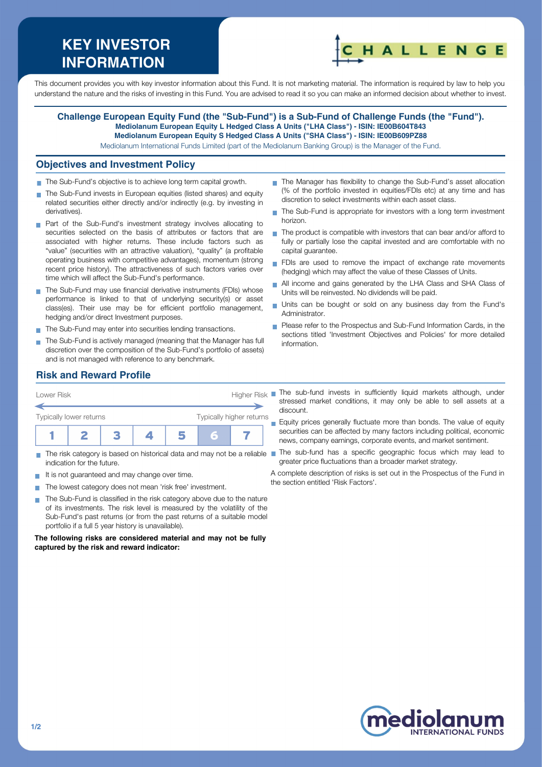# KEY INVESTOR INFORMATION

This document provides you with key investor information about this Fund. It is not marketing material. The information is required by law to help you understand the nature and the risks of investing in this Fund. You are advised to read it so you can make an informed decision about whether to invest.

**Challenge European Equity Fund (the "Sub-Fund") is a Sub-Fund of Challenge Funds (the "Fund").**
**Mediolanum European Equity L Hedged Class A Units ("LHA Class") - ISIN: IE00B604T843**
**Mediolanum European Equity S Hedged Class A Units ("SHA Class") - ISIN: IE00B609PZ88**
Mediolanum International Funds Limited (part of the Mediolanum Banking Group) is the Manager of the Fund.

## Objectives and Investment Policy

- The Sub-Fund's objective is to achieve long term capital growth.
- The Sub-Fund invests in European equities (listed shares) and equity related securities either directly and/or indirectly (e.g. by investing in derivatives).
- Part of the Sub-Fund's investment strategy involves allocating to securities selected on the basis of attributes or factors that are associated with higher returns. These include factors such as "value" (securities with an attractive valuation), "quality" (a profitable operating business with competitive advantages), momentum (strong recent price history). The attractiveness of such factors varies over time which will affect the Sub-Fund's performance.
- The Sub-Fund may use financial derivative instruments (FDIs) whose performance is linked to that of underlying security(s) or asset class(es). Their use may be for efficient portfolio management, hedging and/or direct Investment purposes.
- The Sub-Fund may enter into securities lending transactions.
- The Sub-Fund is actively managed (meaning that the Manager has full discretion over the composition of the Sub-Fund's portfolio of assets) and is not managed with reference to any benchmark.
- The Manager has flexibility to change the Sub-Fund's asset allocation (% of the portfolio invested in equities/FDIs etc) at any time and has discretion to select investments within each asset class.
- The Sub-Fund is appropriate for investors with a long term investment horizon.
- The product is compatible with investors that can bear and/or afford to fully or partially lose the capital invested and are comfortable with no capital guarantee.
- FDIs are used to remove the impact of exchange rate movements (hedging) which may affect the value of these Classes of Units.
- All income and gains generated by the LHA Class and SHA Class of Units will be reinvested. No dividends will be paid.
- Units can be bought or sold on any business day from the Fund's Administrator.
- Please refer to the Prospectus and Sub-Fund Information Cards, in the sections titled 'Investment Objectives and Policies' for more detailed information.

## Risk and Reward Profile

Lower Risk — Higher Risk

Typically lower returns — Typically higher returns

| 1 | 2 | 3 | 4 | 5 | **6** | 7 |
|---|---|---|---|---|---|---|

- The risk category is based on historical data and may not be a reliable indication for the future.
- It is not guaranteed and may change over time.
- The lowest category does not mean 'risk free' investment.
- The Sub-Fund is classified in the risk category above due to the nature of its investments. The risk level is measured by the volatility of the Sub-Fund's past returns (or from the past returns of a suitable model portfolio if a full 5 year history is unavailable).

**The following risks are considered material and may not be fully captured by the risk and reward indicator:**

- The sub-fund invests in sufficiently liquid markets although, under stressed market conditions, it may only be able to sell assets at a discount.
- Equity prices generally fluctuate more than bonds. The value of equity securities can be affected by many factors including political, economic news, company earnings, corporate events, and market sentiment.
- The sub-fund has a specific geographic focus which may lead to greater price fluctuations than a broader market strategy.

A complete description of risks is set out in the Prospectus of the Fund in the section entitled 'Risk Factors'.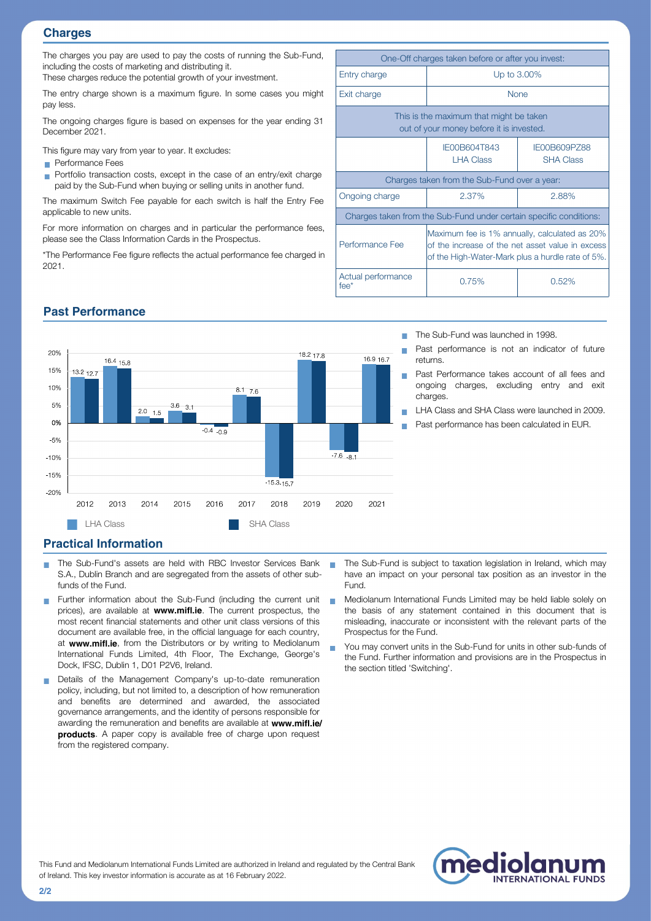## Charges

The charges you pay are used to pay the costs of running the Sub-Fund, including the costs of marketing and distributing it.
These charges reduce the potential growth of your investment.

The entry charge shown is a maximum figure. In some cases you might pay less.

The ongoing charges figure is based on expenses for the year ending 31 December 2021.

This figure may vary from year to year. It excludes:

- Performance Fees
- Portfolio transaction costs, except in the case of an entry/exit charge paid by the Sub-Fund when buying or selling units in another fund.

The maximum Switch Fee payable for each switch is half the Entry Fee applicable to new units.

For more information on charges and in particular the performance fees, please see the Class Information Cards in the Prospectus.

*The Performance Fee figure reflects the actual performance fee charged in 2021.

| One-Off charges taken before or after you invest: | | |
|---|---|---|
| Entry charge | Up to 3.00% | |
| Exit charge | None | |
| This is the maximum that might be taken out of your money before it is invested. | | |
| | IE00B604T843 LHA Class | IE00B609PZ88 SHA Class |
| Charges taken from the Sub-Fund over a year: | | |
| Ongoing charge | 2.37% | 2.88% |
| Charges taken from the Sub-Fund under certain specific conditions: | | |
| Performance Fee | Maximum fee is 1% annually, calculated as 20% of the increase of the net asset value in excess of the High-Water-Mark plus a hurdle rate of 5%. | |
| Actual performance fee* | 0.75% | 0.52% |

## Past Performance

20%
15%
10%
5%
0%
-5%
-10%
-15%
-20%

13.2 12.7
16.4 15.8
2.0 1.5
3.6 3.1
-0.4 -0.9
8.1 7.6
-15.3 -15.7
18.2 17.8
-7.6 -8.1
16.9 16.7

2012 2013 2014 2015 2016 2017 2018 2019 2020 2021

LHA Class
SHA Class

- The Sub-Fund was launched in 1998.
- Past performance is not an indicator of future returns.
- Past Performance takes account of all fees and ongoing charges, excluding entry and exit charges.
- LHA Class and SHA Class were launched in 2009.
- Past performance has been calculated in EUR.

## Practical Information

- The Sub-Fund's assets are held with RBC Investor Services Bank S.A., Dublin Branch and are segregated from the assets of other sub-funds of the Fund.
- Further information about the Sub-Fund (including the current unit prices), are available at **www.mifl.ie**. The current prospectus, the most recent financial statements and other unit class versions of this document are available free, in the official language for each country, at **www.mifl.ie**, from the Distributors or by writing to Mediolanum International Funds Limited, 4th Floor, The Exchange, George's Dock, IFSC, Dublin 1, D01 P2V6, Ireland.
- Details of the Management Company's up-to-date remuneration policy, including, but not limited to, a description of how remuneration and benefits are determined and awarded, the associated governance arrangements, and the identity of persons responsible for awarding the remuneration and benefits are available at **www.mifl.ie/products**. A paper copy is available free of charge upon request from the registered company.
- The Sub-Fund is subject to taxation legislation in Ireland, which may have an impact on your personal tax position as an investor in the Fund.
- Mediolanum International Funds Limited may be held liable solely on the basis of any statement contained in this document that is misleading, inaccurate or inconsistent with the relevant parts of the Prospectus for the Fund.
- You may convert units in the Sub-Fund for units in other sub-funds of the Fund. Further information and provisions are in the Prospectus in the section titled 'Switching'.

This Fund and Mediolanum International Funds Limited are authorized in Ireland and regulated by the Central Bank of Ireland. This key investor information is accurate as at 16 February 2022.